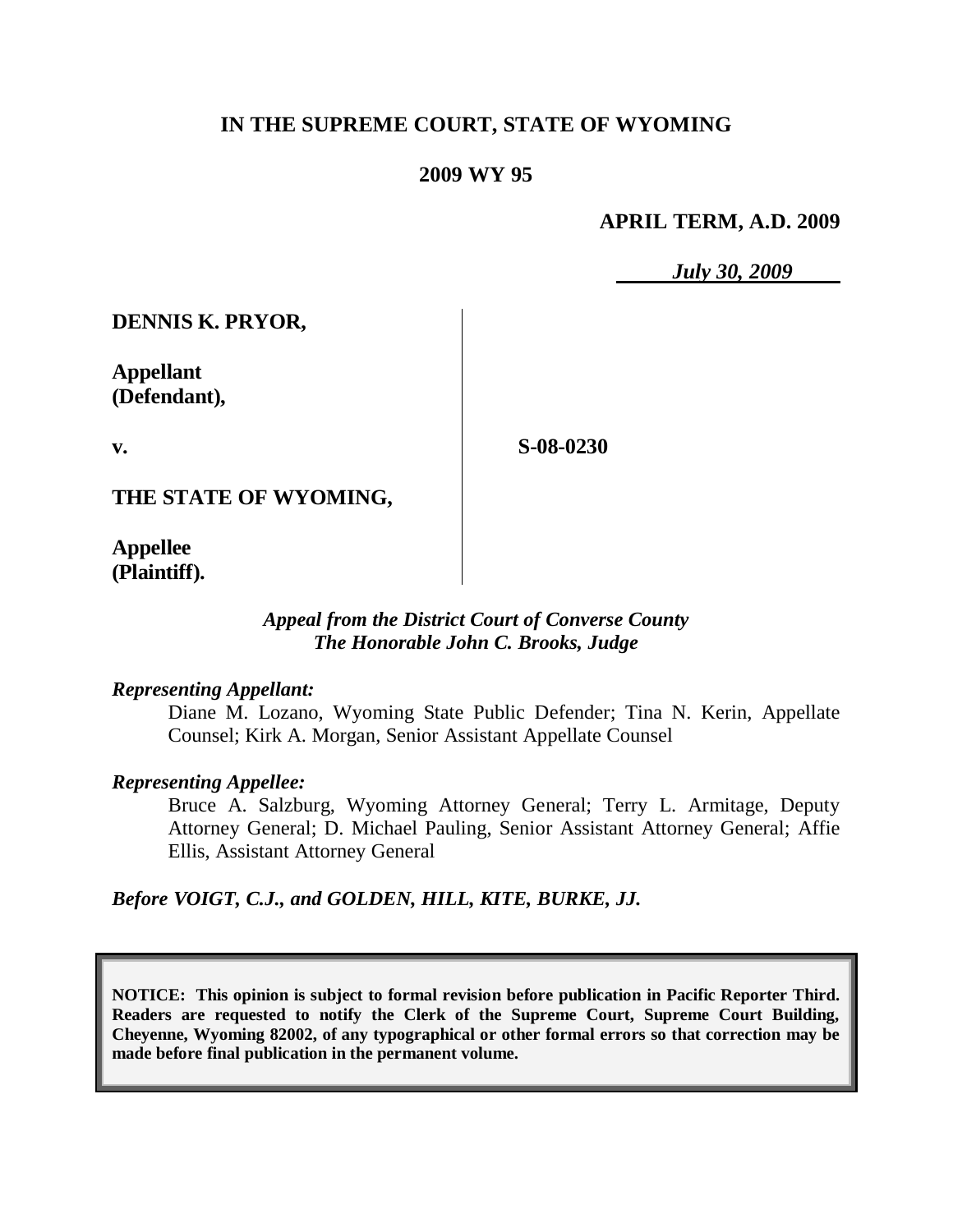**IN THE SUPREME COURT, STATE OF WYOMING**

**2009 WY 95**

**APRIL TERM, A.D. 2009**

*July 30, 2009*

**DENNIS K. PRYOR,**

**Appellant (Defendant),**

**v.**

**S-08-0230**

**THE STATE OF WYOMING,**

**Appellee (Plaintiff).**

*Appeal from the District Court of Converse County*
*The Honorable John C. Brooks, Judge*

*Representing Appellant:*

Diane M. Lozano, Wyoming State Public Defender; Tina N. Kerin, Appellate Counsel; Kirk A. Morgan, Senior Assistant Appellate Counsel

*Representing Appellee:*

Bruce A. Salzburg, Wyoming Attorney General; Terry L. Armitage, Deputy Attorney General; D. Michael Pauling, Senior Assistant Attorney General; Affie Ellis, Assistant Attorney General

*Before VOIGT, C.J., and GOLDEN, HILL, KITE, BURKE, JJ.*

**NOTICE: This opinion is subject to formal revision before publication in Pacific Reporter Third. Readers are requested to notify the Clerk of the Supreme Court, Supreme Court Building, Cheyenne, Wyoming 82002, of any typographical or other formal errors so that correction may be made before final publication in the permanent volume.**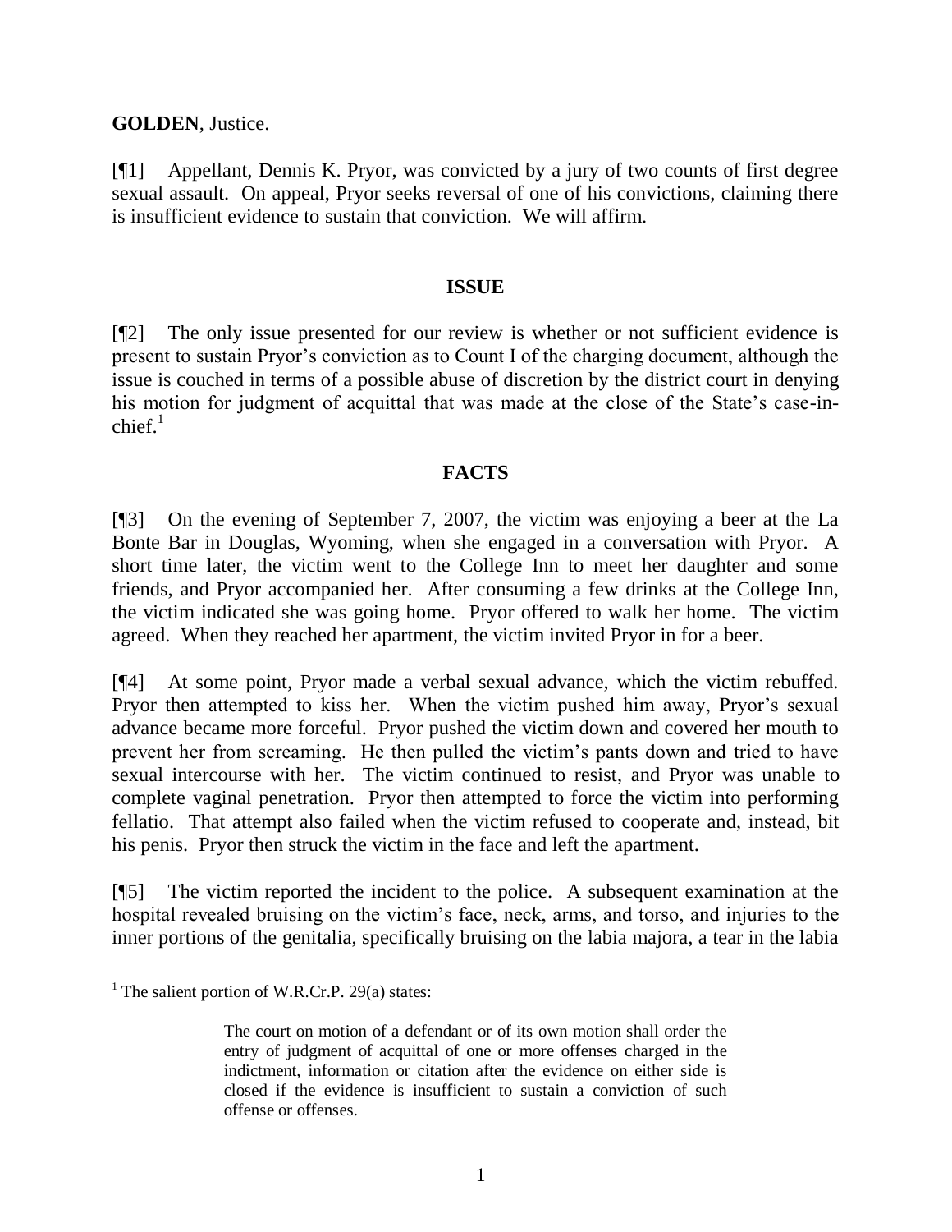**GOLDEN**, Justice.

[¶1] Appellant, Dennis K. Pryor, was convicted by a jury of two counts of first degree sexual assault. On appeal, Pryor seeks reversal of one of his convictions, claiming there is insufficient evidence to sustain that conviction. We will affirm.

## ISSUE

[¶2] The only issue presented for our review is whether or not sufficient evidence is present to sustain Pryor's conviction as to Count I of the charging document, although the issue is couched in terms of a possible abuse of discretion by the district court in denying his motion for judgment of acquittal that was made at the close of the State's case-in-chief.[1]

## FACTS

[¶3] On the evening of September 7, 2007, the victim was enjoying a beer at the La Bonte Bar in Douglas, Wyoming, when she engaged in a conversation with Pryor. A short time later, the victim went to the College Inn to meet her daughter and some friends, and Pryor accompanied her. After consuming a few drinks at the College Inn, the victim indicated she was going home. Pryor offered to walk her home. The victim agreed. When they reached her apartment, the victim invited Pryor in for a beer.

[¶4] At some point, Pryor made a verbal sexual advance, which the victim rebuffed. Pryor then attempted to kiss her. When the victim pushed him away, Pryor's sexual advance became more forceful. Pryor pushed the victim down and covered her mouth to prevent her from screaming. He then pulled the victim's pants down and tried to have sexual intercourse with her. The victim continued to resist, and Pryor was unable to complete vaginal penetration. Pryor then attempted to force the victim into performing fellatio. That attempt also failed when the victim refused to cooperate and, instead, bit his penis. Pryor then struck the victim in the face and left the apartment.

[¶5] The victim reported the incident to the police. A subsequent examination at the hospital revealed bruising on the victim's face, neck, arms, and torso, and injuries to the inner portions of the genitalia, specifically bruising on the labia majora, a tear in the labia

---

[1] The salient portion of W.R.Cr.P. 29(a) states:

> The court on motion of a defendant or of its own motion shall order the entry of judgment of acquittal of one or more offenses charged in the indictment, information or citation after the evidence on either side is closed if the evidence is insufficient to sustain a conviction of such offense or offenses.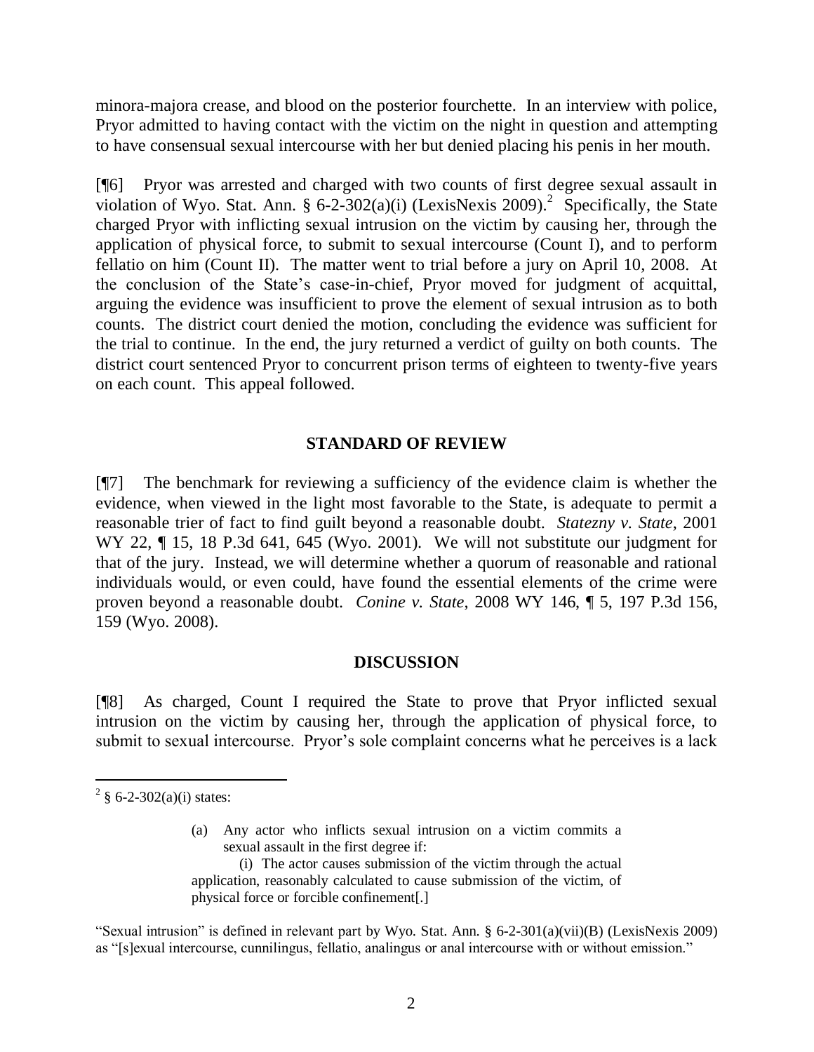minora-majora crease, and blood on the posterior fourchette. In an interview with police, Pryor admitted to having contact with the victim on the night in question and attempting to have consensual sexual intercourse with her but denied placing his penis in her mouth.

[¶6] Pryor was arrested and charged with two counts of first degree sexual assault in violation of Wyo. Stat. Ann. § 6-2-302(a)(i) (LexisNexis 2009).[2] Specifically, the State charged Pryor with inflicting sexual intrusion on the victim by causing her, through the application of physical force, to submit to sexual intercourse (Count I), and to perform fellatio on him (Count II). The matter went to trial before a jury on April 10, 2008. At the conclusion of the State's case-in-chief, Pryor moved for judgment of acquittal, arguing the evidence was insufficient to prove the element of sexual intrusion as to both counts. The district court denied the motion, concluding the evidence was sufficient for the trial to continue. In the end, the jury returned a verdict of guilty on both counts. The district court sentenced Pryor to concurrent prison terms of eighteen to twenty-five years on each count. This appeal followed.

## STANDARD OF REVIEW

[¶7] The benchmark for reviewing a sufficiency of the evidence claim is whether the evidence, when viewed in the light most favorable to the State, is adequate to permit a reasonable trier of fact to find guilt beyond a reasonable doubt. *Statezny v. State*, 2001 WY 22, ¶ 15, 18 P.3d 641, 645 (Wyo. 2001). We will not substitute our judgment for that of the jury. Instead, we will determine whether a quorum of reasonable and rational individuals would, or even could, have found the essential elements of the crime were proven beyond a reasonable doubt. *Conine v. State*, 2008 WY 146, ¶ 5, 197 P.3d 156, 159 (Wyo. 2008).

## DISCUSSION

[¶8] As charged, Count I required the State to prove that Pryor inflicted sexual intrusion on the victim by causing her, through the application of physical force, to submit to sexual intercourse. Pryor's sole complaint concerns what he perceives is a lack

---

[2] § 6-2-302(a)(i) states:

> (a) Any actor who inflicts sexual intrusion on a victim commits a sexual assault in the first degree if:
>
> (i) The actor causes submission of the victim through the actual application, reasonably calculated to cause submission of the victim, of physical force or forcible confinement[.]

"Sexual intrusion" is defined in relevant part by Wyo. Stat. Ann. § 6-2-301(a)(vii)(B) (LexisNexis 2009) as "[s]exual intercourse, cunnilingus, fellatio, analingus or anal intercourse with or without emission."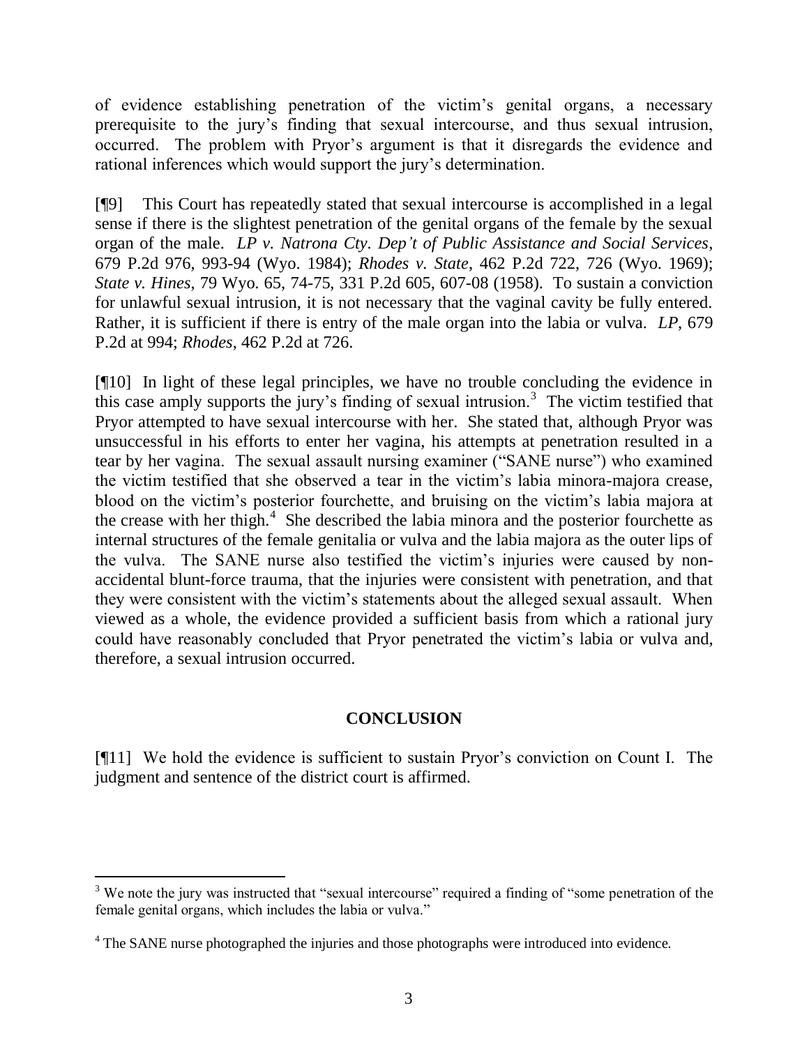of evidence establishing penetration of the victim's genital organs, a necessary prerequisite to the jury's finding that sexual intercourse, and thus sexual intrusion, occurred. The problem with Pryor's argument is that it disregards the evidence and rational inferences which would support the jury's determination.

[¶9] This Court has repeatedly stated that sexual intercourse is accomplished in a legal sense if there is the slightest penetration of the genital organs of the female by the sexual organ of the male. *LP v. Natrona Cty. Dep't of Public Assistance and Social Services*, 679 P.2d 976, 993-94 (Wyo. 1984); *Rhodes v. State*, 462 P.2d 722, 726 (Wyo. 1969); *State v. Hines*, 79 Wyo. 65, 74-75, 331 P.2d 605, 607-08 (1958). To sustain a conviction for unlawful sexual intrusion, it is not necessary that the vaginal cavity be fully entered. Rather, it is sufficient if there is entry of the male organ into the labia or vulva. *LP*, 679 P.2d at 994; *Rhodes*, 462 P.2d at 726.

[¶10] In light of these legal principles, we have no trouble concluding the evidence in this case amply supports the jury's finding of sexual intrusion.[3] The victim testified that Pryor attempted to have sexual intercourse with her. She stated that, although Pryor was unsuccessful in his efforts to enter her vagina, his attempts at penetration resulted in a tear by her vagina. The sexual assault nursing examiner ("SANE nurse") who examined the victim testified that she observed a tear in the victim's labia minora-majora crease, blood on the victim's posterior fourchette, and bruising on the victim's labia majora at the crease with her thigh.[4] She described the labia minora and the posterior fourchette as internal structures of the female genitalia or vulva and the labia majora as the outer lips of the vulva. The SANE nurse also testified the victim's injuries were caused by non-accidental blunt-force trauma, that the injuries were consistent with penetration, and that they were consistent with the victim's statements about the alleged sexual assault. When viewed as a whole, the evidence provided a sufficient basis from which a rational jury could have reasonably concluded that Pryor penetrated the victim's labia or vulva and, therefore, a sexual intrusion occurred.

## CONCLUSION

[¶11] We hold the evidence is sufficient to sustain Pryor's conviction on Count I. The judgment and sentence of the district court is affirmed.

---

[3] We note the jury was instructed that "sexual intercourse" required a finding of "some penetration of the female genital organs, which includes the labia or vulva."

[4] The SANE nurse photographed the injuries and those photographs were introduced into evidence.